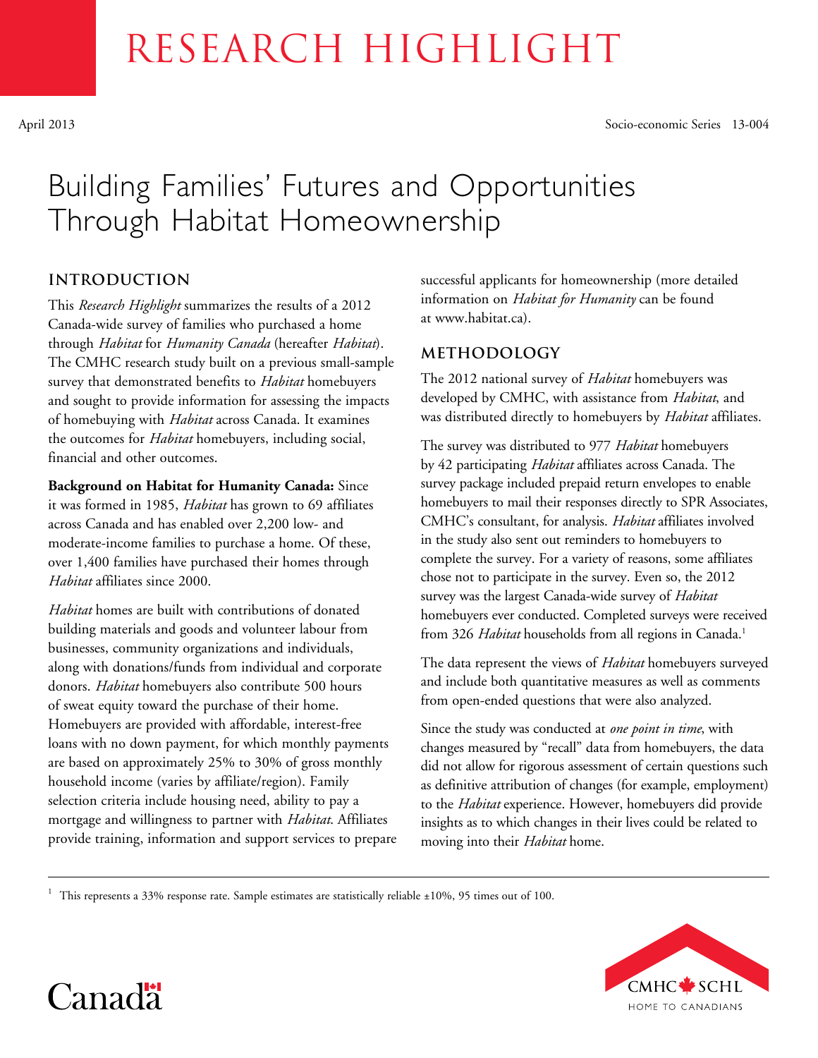# RESEARCH HIGHLIGHT

April 2013 Socio-economic Series 13-004

# Building Families' Futures and Opportunities Through Habitat Homeownership

## INTRODUCTION

This *Research Highlight* summarizes the results of a 2012 Canada-wide survey of families who purchased a home through *Habitat* for *Humanity Canada* (hereafter *Habitat*). The CMHC research study built on a previous small-sample survey that demonstrated benefits to *Habitat* homebuyers and sought to provide information for assessing the impacts of homebuying with *Habitat* across Canada. It examines the outcomes for *Habitat* homebuyers, including social, financial and other outcomes.

**Background on Habitat for Humanity Canada:** Since it was formed in 1985, *Habitat* has grown to 69 affiliates across Canada and has enabled over 2,200 low- and moderate-income families to purchase a home. Of these, over 1,400 families have purchased their homes through *Habitat* affiliates since 2000.

*Habitat* homes are built with contributions of donated building materials and goods and volunteer labour from businesses, community organizations and individuals, along with donations/funds from individual and corporate donors. *Habitat* homebuyers also contribute 500 hours of sweat equity toward the purchase of their home. Homebuyers are provided with affordable, interest-free loans with no down payment, for which monthly payments are based on approximately 25% to 30% of gross monthly household income (varies by affiliate/region). Family selection criteria include housing need, ability to pay a mortgage and willingness to partner with *Habitat*. Affiliates provide training, information and support services to prepare successful applicants for homeownership (more detailed information on *Habitat for Humanity* can be found at www.habitat.ca).

## METHODOLOGY

The 2012 national survey of *Habitat* homebuyers was developed by CMHC, with assistance from *Habitat*, and was distributed directly to homebuyers by *Habitat* affiliates.

The survey was distributed to 977 *Habitat* homebuyers by 42 participating *Habitat* affiliates across Canada. The survey package included prepaid return envelopes to enable homebuyers to mail their responses directly to SPR Associates, CMHC's consultant, for analysis. *Habitat* affiliates involved in the study also sent out reminders to homebuyers to complete the survey. For a variety of reasons, some affiliates chose not to participate in the survey. Even so, the 2012 survey was the largest Canada-wide survey of *Habitat* homebuyers ever conducted. Completed surveys were received from 326 *Habitat* households from all regions in Canada.[1]

The data represent the views of *Habitat* homebuyers surveyed and include both quantitative measures as well as comments from open-ended questions that were also analyzed.

Since the study was conducted at *one point in time*, with changes measured by "recall" data from homebuyers, the data did not allow for rigorous assessment of certain questions such as definitive attribution of changes (for example, employment) to the *Habitat* experience. However, homebuyers did provide insights as to which changes in their lives could be related to moving into their *Habitat* home.

---

[1] This represents a 33% response rate. Sample estimates are statistically reliable ±10%, 95 times out of 100.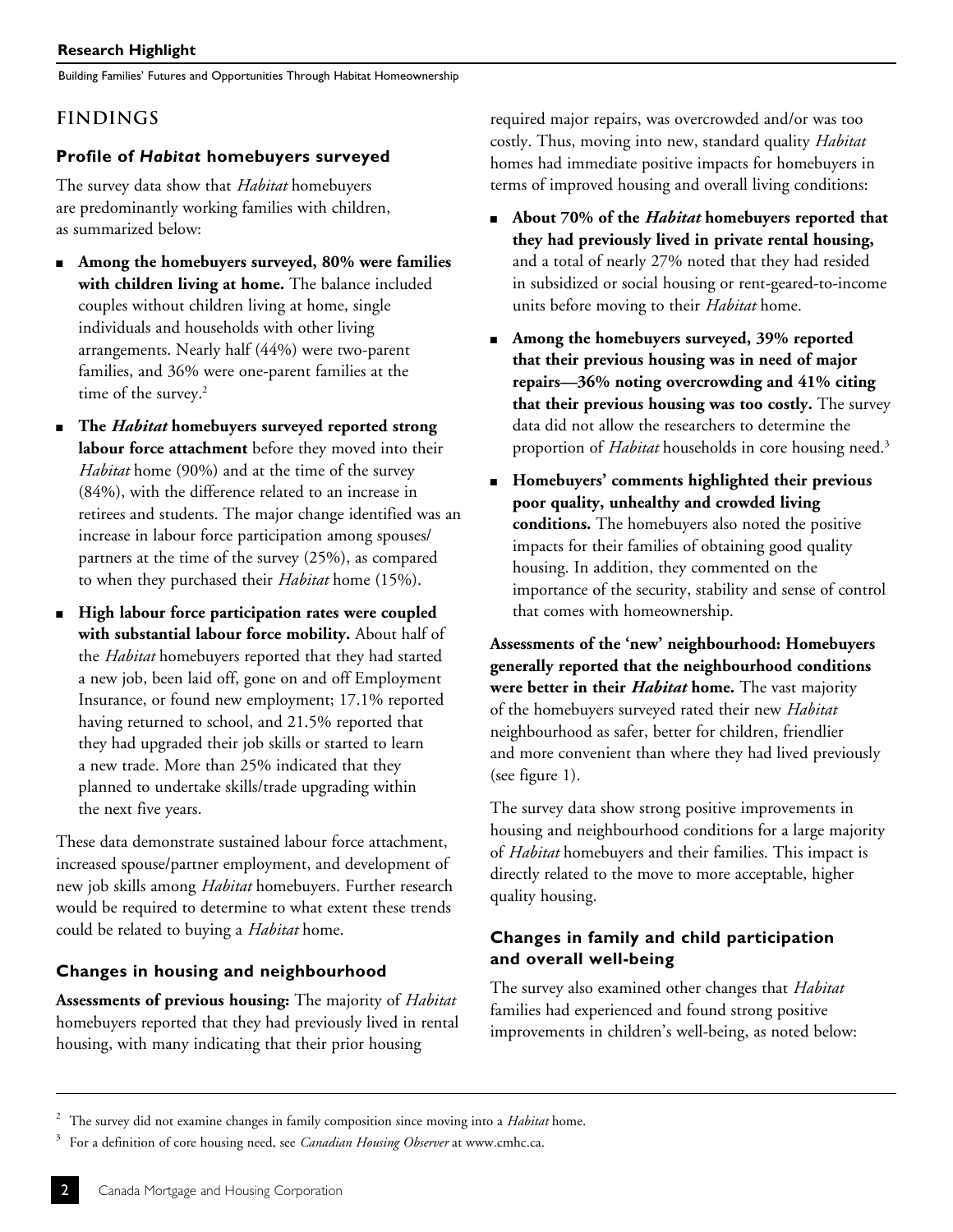## FINDINGS

### Profile of *Habitat* homebuyers surveyed

The survey data show that *Habitat* homebuyers are predominantly working families with children, as summarized below:

- **Among the homebuyers surveyed, 80% were families with children living at home.** The balance included couples without children living at home, single individuals and households with other living arrangements. Nearly half (44%) were two-parent families, and 36% were one-parent families at the time of the survey.[2]
- **The *Habitat* homebuyers surveyed reported strong labour force attachment** before they moved into their *Habitat* home (90%) and at the time of the survey (84%), with the difference related to an increase in retirees and students. The major change identified was an increase in labour force participation among spouses/partners at the time of the survey (25%), as compared to when they purchased their *Habitat* home (15%).
- **High labour force participation rates were coupled with substantial labour force mobility.** About half of the *Habitat* homebuyers reported that they had started a new job, been laid off, gone on and off Employment Insurance, or found new employment; 17.1% reported having returned to school, and 21.5% reported that they had upgraded their job skills or started to learn a new trade. More than 25% indicated that they planned to undertake skills/trade upgrading within the next five years.

These data demonstrate sustained labour force attachment, increased spouse/partner employment, and development of new job skills among *Habitat* homebuyers. Further research would be required to determine to what extent these trends could be related to buying a *Habitat* home.

### Changes in housing and neighbourhood

**Assessments of previous housing:** The majority of *Habitat* homebuyers reported that they had previously lived in rental housing, with many indicating that their prior housing required major repairs, was overcrowded and/or was too costly. Thus, moving into new, standard quality *Habitat* homes had immediate positive impacts for homebuyers in terms of improved housing and overall living conditions:

- **About 70% of the *Habitat* homebuyers reported that they had previously lived in private rental housing,** and a total of nearly 27% noted that they had resided in subsidized or social housing or rent-geared-to-income units before moving to their *Habitat* home.
- **Among the homebuyers surveyed, 39% reported that their previous housing was in need of major repairs—36% noting overcrowding and 41% citing that their previous housing was too costly.** The survey data did not allow the researchers to determine the proportion of *Habitat* households in core housing need.[3]
- **Homebuyers' comments highlighted their previous poor quality, unhealthy and crowded living conditions.** The homebuyers also noted the positive impacts for their families of obtaining good quality housing. In addition, they commented on the importance of the security, stability and sense of control that comes with homeownership.

**Assessments of the 'new' neighbourhood: Homebuyers generally reported that the neighbourhood conditions were better in their *Habitat* home.** The vast majority of the homebuyers surveyed rated their new *Habitat* neighbourhood as safer, better for children, friendlier and more convenient than where they had lived previously (see figure 1).

The survey data show strong positive improvements in housing and neighbourhood conditions for a large majority of *Habitat* homebuyers and their families. This impact is directly related to the move to more acceptable, higher quality housing.

### Changes in family and child participation and overall well-being

The survey also examined other changes that *Habitat* families had experienced and found strong positive improvements in children's well-being, as noted below:

---

[2] The survey did not examine changes in family composition since moving into a *Habitat* home.

[3] For a definition of core housing need, see *Canadian Housing Observer* at www.cmhc.ca.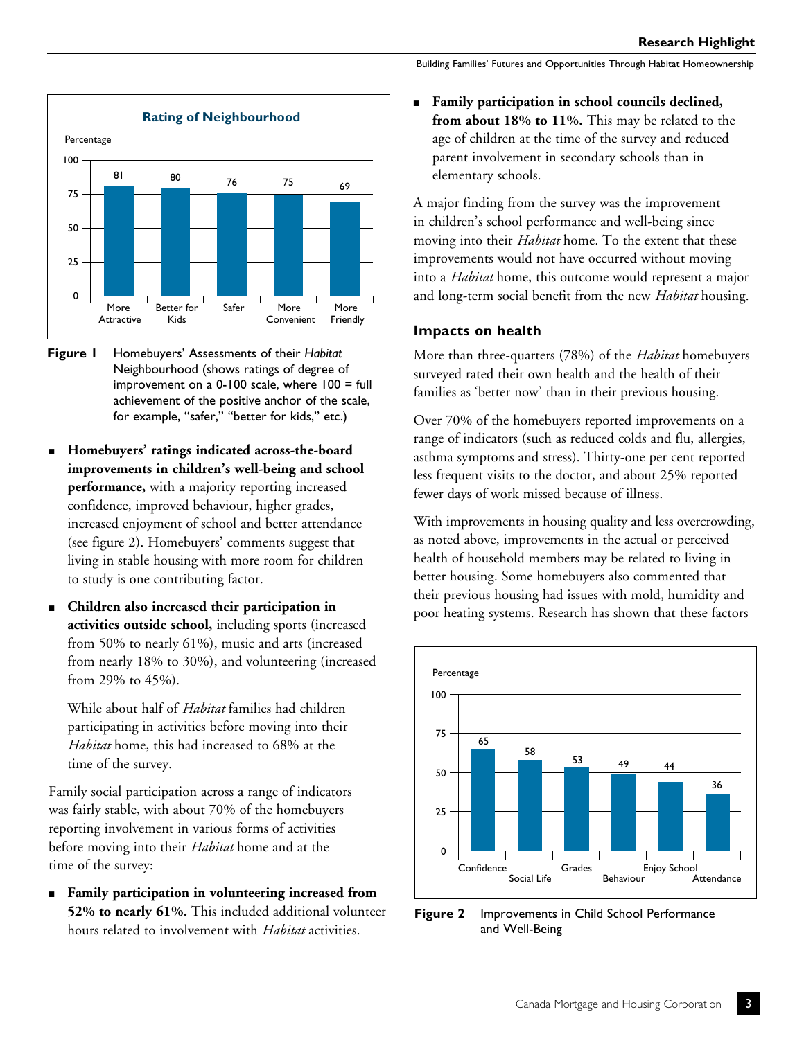**Rating of Neighbourhood**

| | More Attractive | Better for Kids | Safer | More Convenient | More Friendly |
|---|---|---|---|---|---|
| Percentage | 81 | 80 | 76 | 75 | 69 |

**Figure 1** Homebuyers' Assessments of their *Habitat* Neighbourhood (shows ratings of degree of improvement on a 0-100 scale, where 100 = full achievement of the positive anchor of the scale, for example, "safer," "better for kids," etc.)

- **Homebuyers' ratings indicated across-the-board improvements in children's well-being and school performance,** with a majority reporting increased confidence, improved behaviour, higher grades, increased enjoyment of school and better attendance (see figure 2). Homebuyers' comments suggest that living in stable housing with more room for children to study is one contributing factor.

- **Children also increased their participation in activities outside school,** including sports (increased from 50% to nearly 61%), music and arts (increased from nearly 18% to 30%), and volunteering (increased from 29% to 45%).

  While about half of *Habitat* families had children participating in activities before moving into their *Habitat* home, this had increased to 68% at the time of the survey.

Family social participation across a range of indicators was fairly stable, with about 70% of the homebuyers reporting involvement in various forms of activities before moving into their *Habitat* home and at the time of the survey:

- **Family participation in volunteering increased from 52% to nearly 61%.** This included additional volunteer hours related to involvement with *Habitat* activities.

- **Family participation in school councils declined, from about 18% to 11%.** This may be related to the age of children at the time of the survey and reduced parent involvement in secondary schools than in elementary schools.

A major finding from the survey was the improvement in children's school performance and well-being since moving into their *Habitat* home. To the extent that these improvements would not have occurred without moving into a *Habitat* home, this outcome would represent a major and long-term social benefit from the new *Habitat* housing.

### Impacts on health

More than three-quarters (78%) of the *Habitat* homebuyers surveyed rated their own health and the health of their families as 'better now' than in their previous housing.

Over 70% of the homebuyers reported improvements on a range of indicators (such as reduced colds and flu, allergies, asthma symptoms and stress). Thirty-one per cent reported less frequent visits to the doctor, and about 25% reported fewer days of work missed because of illness.

With improvements in housing quality and less overcrowding, as noted above, improvements in the actual or perceived health of household members may be related to living in better housing. Some homebuyers also commented that their previous housing had issues with mold, humidity and poor heating systems. Research has shown that these factors

| | Confidence | Social Life | Grades | Behaviour | Enjoy School | Attendance |
|---|---|---|---|---|---|---|
| Percentage | 65 | 58 | 53 | 49 | 44 | 36 |

**Figure 2** Improvements in Child School Performance and Well-Being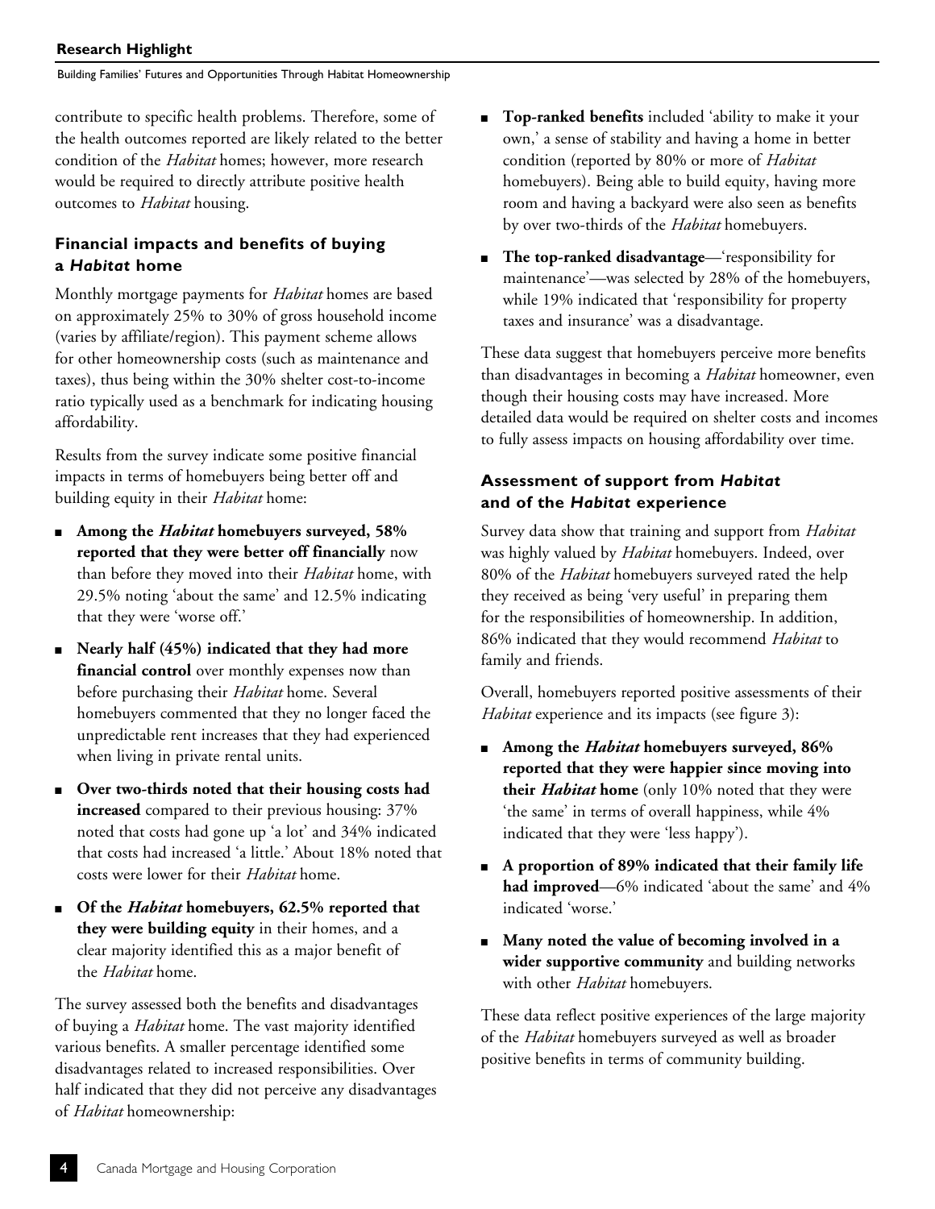contribute to specific health problems. Therefore, some of the health outcomes reported are likely related to the better condition of the *Habitat* homes; however, more research would be required to directly attribute positive health outcomes to *Habitat* housing.

### Financial impacts and benefits of buying a *Habitat* home

Monthly mortgage payments for *Habitat* homes are based on approximately 25% to 30% of gross household income (varies by affiliate/region). This payment scheme allows for other homeownership costs (such as maintenance and taxes), thus being within the 30% shelter cost-to-income ratio typically used as a benchmark for indicating housing affordability.

Results from the survey indicate some positive financial impacts in terms of homebuyers being better off and building equity in their *Habitat* home:

- **Among the *Habitat* homebuyers surveyed, 58% reported that they were better off financially** now than before they moved into their *Habitat* home, with 29.5% noting 'about the same' and 12.5% indicating that they were 'worse off.'
- **Nearly half (45%) indicated that they had more financial control** over monthly expenses now than before purchasing their *Habitat* home. Several homebuyers commented that they no longer faced the unpredictable rent increases that they had experienced when living in private rental units.
- **Over two-thirds noted that their housing costs had increased** compared to their previous housing: 37% noted that costs had gone up 'a lot' and 34% indicated that costs had increased 'a little.' About 18% noted that costs were lower for their *Habitat* home.
- **Of the *Habitat* homebuyers, 62.5% reported that they were building equity** in their homes, and a clear majority identified this as a major benefit of the *Habitat* home.

The survey assessed both the benefits and disadvantages of buying a *Habitat* home. The vast majority identified various benefits. A smaller percentage identified some disadvantages related to increased responsibilities. Over half indicated that they did not perceive any disadvantages of *Habitat* homeownership:

- **Top-ranked benefits** included 'ability to make it your own,' a sense of stability and having a home in better condition (reported by 80% or more of *Habitat* homebuyers). Being able to build equity, having more room and having a backyard were also seen as benefits by over two-thirds of the *Habitat* homebuyers.
- **The top-ranked disadvantage**—'responsibility for maintenance'—was selected by 28% of the homebuyers, while 19% indicated that 'responsibility for property taxes and insurance' was a disadvantage.

These data suggest that homebuyers perceive more benefits than disadvantages in becoming a *Habitat* homeowner, even though their housing costs may have increased. More detailed data would be required on shelter costs and incomes to fully assess impacts on housing affordability over time.

### Assessment of support from *Habitat* and of the *Habitat* experience

Survey data show that training and support from *Habitat* was highly valued by *Habitat* homebuyers. Indeed, over 80% of the *Habitat* homebuyers surveyed rated the help they received as being 'very useful' in preparing them for the responsibilities of homeownership. In addition, 86% indicated that they would recommend *Habitat* to family and friends.

Overall, homebuyers reported positive assessments of their *Habitat* experience and its impacts (see figure 3):

- **Among the *Habitat* homebuyers surveyed, 86% reported that they were happier since moving into their *Habitat* home** (only 10% noted that they were 'the same' in terms of overall happiness, while 4% indicated that they were 'less happy').
- **A proportion of 89% indicated that their family life had improved**—6% indicated 'about the same' and 4% indicated 'worse.'
- **Many noted the value of becoming involved in a wider supportive community** and building networks with other *Habitat* homebuyers.

These data reflect positive experiences of the large majority of the *Habitat* homebuyers surveyed as well as broader positive benefits in terms of community building.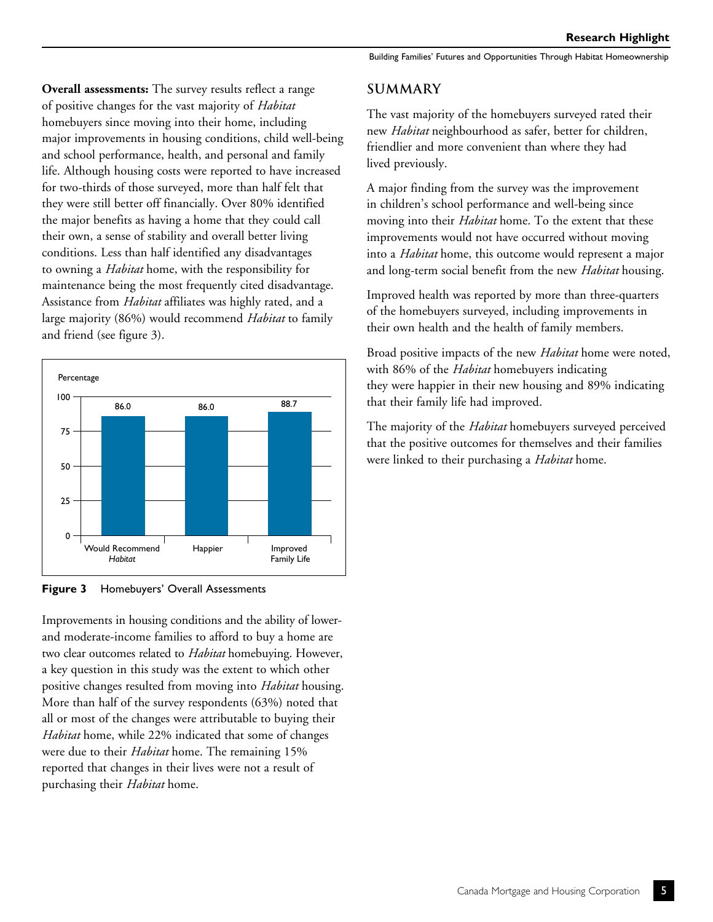**Overall assessments:** The survey results reflect a range of positive changes for the vast majority of *Habitat* homebuyers since moving into their home, including major improvements in housing conditions, child well-being and school performance, health, and personal and family life. Although housing costs were reported to have increased for two-thirds of those surveyed, more than half felt that they were still better off financially. Over 80% identified the major benefits as having a home that they could call their own, a sense of stability and overall better living conditions. Less than half identified any disadvantages to owning a *Habitat* home, with the responsibility for maintenance being the most frequently cited disadvantage. Assistance from *Habitat* affiliates was highly rated, and a large majority (86%) would recommend *Habitat* to family and friend (see figure 3).

| | Would Recommend *Habitat* | Happier | Improved Family Life |
|---|---|---|---|
| Percentage | 86.0 | 86.0 | 88.7 |

**Figure 3** Homebuyers' Overall Assessments

Improvements in housing conditions and the ability of lower- and moderate-income families to afford to buy a home are two clear outcomes related to *Habitat* homebuying. However, a key question in this study was the extent to which other positive changes resulted from moving into *Habitat* housing. More than half of the survey respondents (63%) noted that all or most of the changes were attributable to buying their *Habitat* home, while 22% indicated that some of changes were due to their *Habitat* home. The remaining 15% reported that changes in their lives were not a result of purchasing their *Habitat* home.

## SUMMARY

The vast majority of the homebuyers surveyed rated their new *Habitat* neighbourhood as safer, better for children, friendlier and more convenient than where they had lived previously.

A major finding from the survey was the improvement in children's school performance and well-being since moving into their *Habitat* home. To the extent that these improvements would not have occurred without moving into a *Habitat* home, this outcome would represent a major and long-term social benefit from the new *Habitat* housing.

Improved health was reported by more than three-quarters of the homebuyers surveyed, including improvements in their own health and the health of family members.

Broad positive impacts of the new *Habitat* home were noted, with 86% of the *Habitat* homebuyers indicating they were happier in their new housing and 89% indicating that their family life had improved.

The majority of the *Habitat* homebuyers surveyed perceived that the positive outcomes for themselves and their families were linked to their purchasing a *Habitat* home.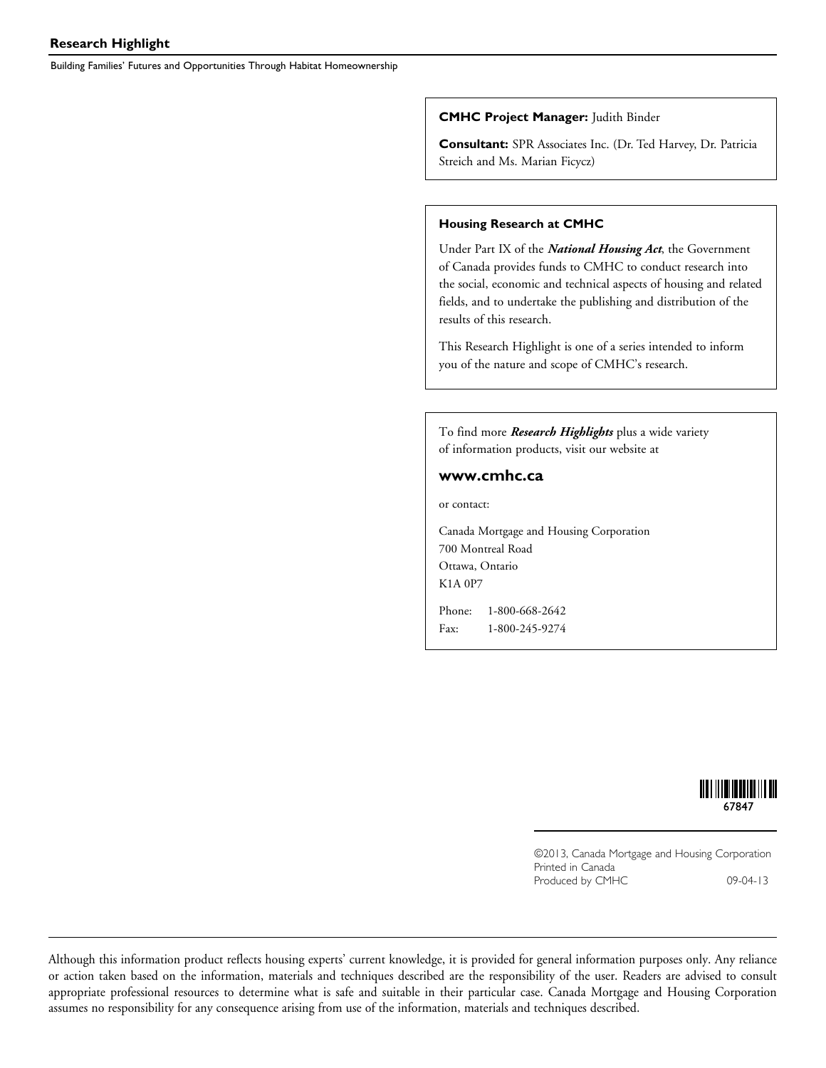**CMHC Project Manager:** Judith Binder

**Consultant:** SPR Associates Inc. (Dr. Ted Harvey, Dr. Patricia Streich and Ms. Marian Ficycz)

**Housing Research at CMHC**

Under Part IX of the ***National Housing Act***, the Government of Canada provides funds to CMHC to conduct research into the social, economic and technical aspects of housing and related fields, and to undertake the publishing and distribution of the results of this research.

This Research Highlight is one of a series intended to inform you of the nature and scope of CMHC's research.

To find more ***Research Highlights*** plus a wide variety of information products, visit our website at

**www.cmhc.ca**

or contact:

Canada Mortgage and Housing Corporation
700 Montreal Road
Ottawa, Ontario
K1A 0P7

Phone: 1-800-668-2642
Fax: 1-800-245-9274

67847

©2013, Canada Mortgage and Housing Corporation
Printed in Canada
Produced by CMHC 09-04-13

Although this information product reflects housing experts' current knowledge, it is provided for general information purposes only. Any reliance or action taken based on the information, materials and techniques described are the responsibility of the user. Readers are advised to consult appropriate professional resources to determine what is safe and suitable in their particular case. Canada Mortgage and Housing Corporation assumes no responsibility for any consequence arising from use of the information, materials and techniques described.